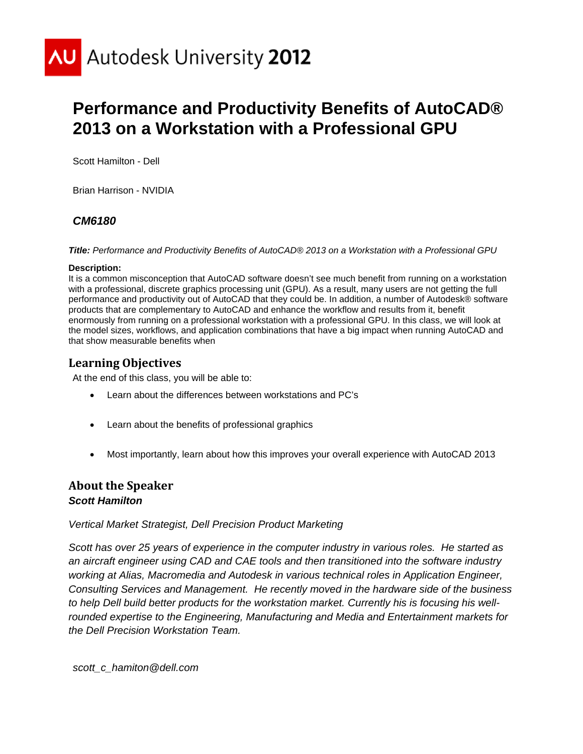Autodesk University 2012

# Performance and Productivity Benefits of AutoCAD® 2013 on a Workstation with a Professional GPU

Scott Hamilton - Dell

Brian Harrison - NVIDIA

***CM6180***

***Title:*** *Performance and Productivity Benefits of AutoCAD® 2013 on a Workstation with a Professional GPU*

**Description:**
It is a common misconception that AutoCAD software doesn't see much benefit from running on a workstation with a professional, discrete graphics processing unit (GPU). As a result, many users are not getting the full performance and productivity out of AutoCAD that they could be. In addition, a number of Autodesk® software products that are complementary to AutoCAD and enhance the workflow and results from it, benefit enormously from running on a professional workstation with a professional GPU. In this class, we will look at the model sizes, workflows, and application combinations that have a big impact when running AutoCAD and that show measurable benefits when

## Learning Objectives

At the end of this class, you will be able to:

- Learn about the differences between workstations and PC's
- Learn about the benefits of professional graphics
- Most importantly, learn about how this improves your overall experience with AutoCAD 2013

## About the Speaker

***Scott Hamilton***

*Vertical Market Strategist, Dell Precision Product Marketing*

*Scott has over 25 years of experience in the computer industry in various roles. He started as an aircraft engineer using CAD and CAE tools and then transitioned into the software industry working at Alias, Macromedia and Autodesk in various technical roles in Application Engineer, Consulting Services and Management. He recently moved in the hardware side of the business to help Dell build better products for the workstation market. Currently his is focusing his well-rounded expertise to the Engineering, Manufacturing and Media and Entertainment markets for the Dell Precision Workstation Team.*

*scott_c_hamiton@dell.com*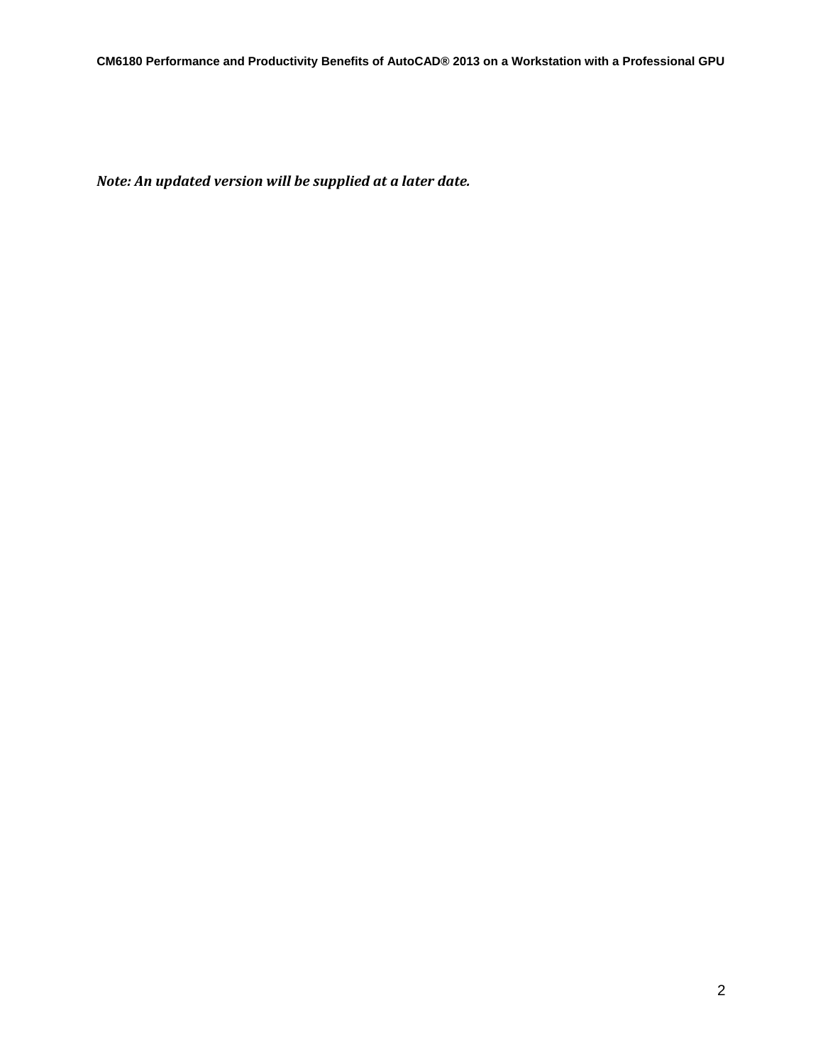*Note: An updated version will be supplied at a later date.*